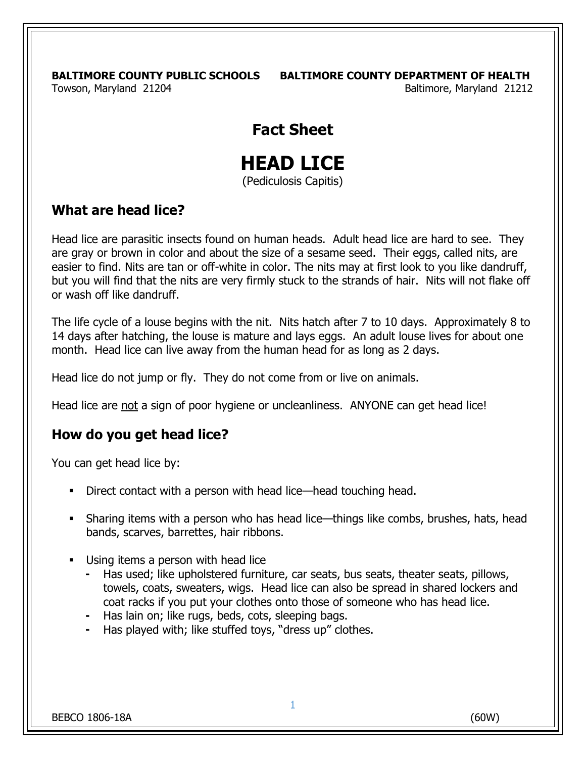**BALTIMORE COUNTY PUBLIC SCHOOLS** Towson, Maryland 21204

**BALTIMORE COUNTY DEPARTMENT OF HEALTH** Baltimore, Maryland 21212

## Fact Sheet

# HEAD LICE

(Pediculosis Capitis)

### What are head lice?

Head lice are parasitic insects found on human heads. Adult head lice are hard to see. They are gray or brown in color and about the size of a sesame seed. Their eggs, called nits, are easier to find. Nits are tan or off-white in color. The nits may at first look to you like dandruff, but you will find that the nits are very firmly stuck to the strands of hair. Nits will not flake off or wash off like dandruff.

The life cycle of a louse begins with the nit. Nits hatch after 7 to 10 days. Approximately 8 to 14 days after hatching, the louse is mature and lays eggs. An adult louse lives for about one month. Head lice can live away from the human head for as long as 2 days.

Head lice do not jump or fly. They do not come from or live on animals.

Head lice are <u>not</u> a sign of poor hygiene or uncleanliness. ANYONE can get head lice!

### How do you get head lice?

You can get head lice by:

- Direct contact with a person with head lice—head touching head.
- Sharing items with a person who has head lice—things like combs, brushes, hats, head bands, scarves, barrettes, hair ribbons.
- Using items a person with head lice
  - Has used; like upholstered furniture, car seats, bus seats, theater seats, pillows, towels, coats, sweaters, wigs. Head lice can also be spread in shared lockers and coat racks if you put your clothes onto those of someone who has head lice.
  - Has lain on; like rugs, beds, cots, sleeping bags.
  - Has played with; like stuffed toys, "dress up" clothes.

BEBCO 1806-18A (60W)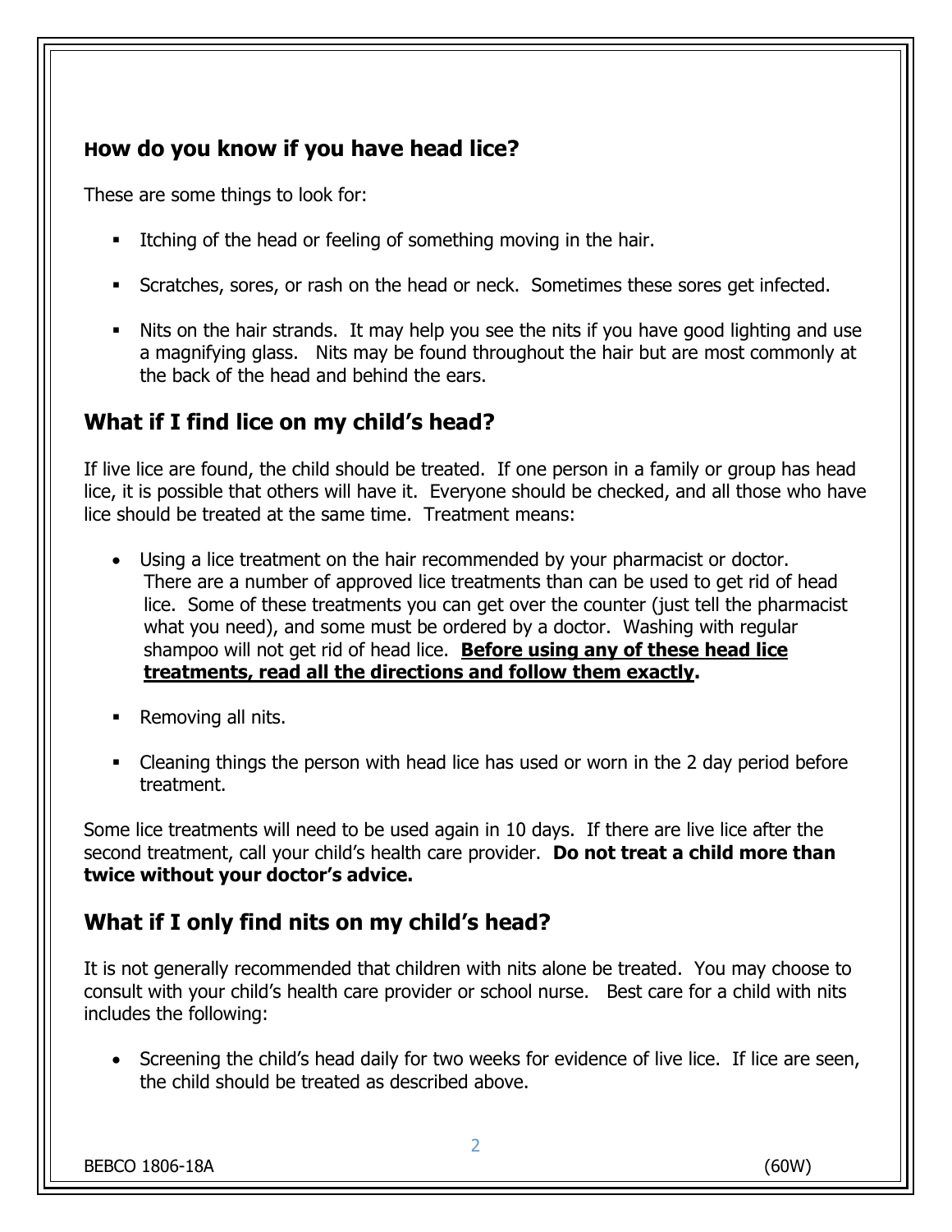## How do you know if you have head lice?

These are some things to look for:

- Itching of the head or feeling of something moving in the hair.
- Scratches, sores, or rash on the head or neck. Sometimes these sores get infected.
- Nits on the hair strands. It may help you see the nits if you have good lighting and use a magnifying glass. Nits may be found throughout the hair but are most commonly at the back of the head and behind the ears.

## What if I find lice on my child's head?

If live lice are found, the child should be treated. If one person in a family or group has head lice, it is possible that others will have it. Everyone should be checked, and all those who have lice should be treated at the same time. Treatment means:

- Using a lice treatment on the hair recommended by your pharmacist or doctor. There are a number of approved lice treatments than can be used to get rid of head lice. Some of these treatments you can get over the counter (just tell the pharmacist what you need), and some must be ordered by a doctor. Washing with regular shampoo will not get rid of head lice. **Before using any of these head lice treatments, read all the directions and follow them exactly.**
- Removing all nits.
- Cleaning things the person with head lice has used or worn in the 2 day period before treatment.

Some lice treatments will need to be used again in 10 days. If there are live lice after the second treatment, call your child's health care provider. **Do not treat a child more than twice without your doctor's advice.**

## What if I only find nits on my child's head?

It is not generally recommended that children with nits alone be treated. You may choose to consult with your child's health care provider or school nurse. Best care for a child with nits includes the following:

- Screening the child's head daily for two weeks for evidence of live lice. If lice are seen, the child should be treated as described above.

BEBCO 1806-18A (60W)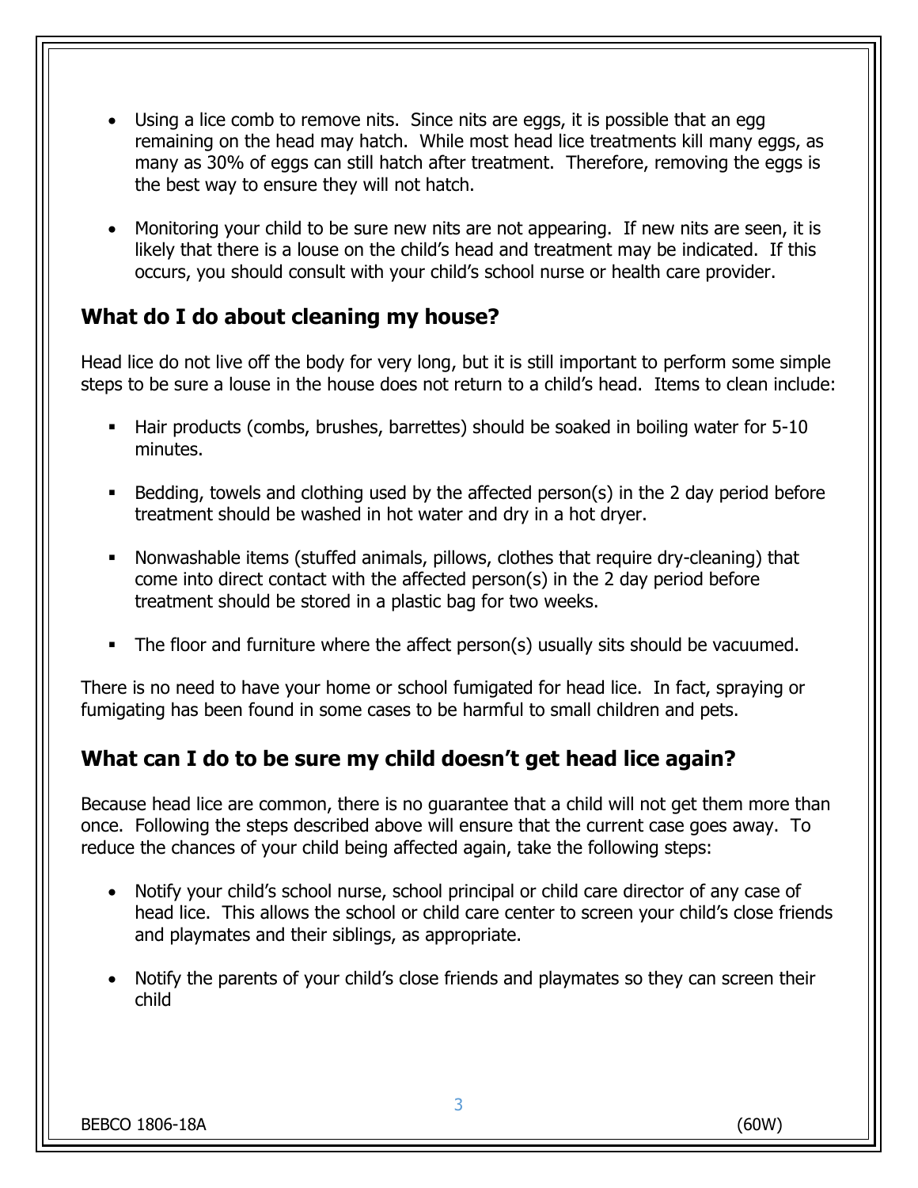- Using a lice comb to remove nits. Since nits are eggs, it is possible that an egg remaining on the head may hatch. While most head lice treatments kill many eggs, as many as 30% of eggs can still hatch after treatment. Therefore, removing the eggs is the best way to ensure they will not hatch.

- Monitoring your child to be sure new nits are not appearing. If new nits are seen, it is likely that there is a louse on the child's head and treatment may be indicated. If this occurs, you should consult with your child's school nurse or health care provider.

## What do I do about cleaning my house?

Head lice do not live off the body for very long, but it is still important to perform some simple steps to be sure a louse in the house does not return to a child's head. Items to clean include:

- Hair products (combs, brushes, barrettes) should be soaked in boiling water for 5-10 minutes.

- Bedding, towels and clothing used by the affected person(s) in the 2 day period before treatment should be washed in hot water and dry in a hot dryer.

- Nonwashable items (stuffed animals, pillows, clothes that require dry-cleaning) that come into direct contact with the affected person(s) in the 2 day period before treatment should be stored in a plastic bag for two weeks.

- The floor and furniture where the affect person(s) usually sits should be vacuumed.

There is no need to have your home or school fumigated for head lice. In fact, spraying or fumigating has been found in some cases to be harmful to small children and pets.

## What can I do to be sure my child doesn't get head lice again?

Because head lice are common, there is no guarantee that a child will not get them more than once. Following the steps described above will ensure that the current case goes away. To reduce the chances of your child being affected again, take the following steps:

- Notify your child's school nurse, school principal or child care director of any case of head lice. This allows the school or child care center to screen your child's close friends and playmates and their siblings, as appropriate.

- Notify the parents of your child's close friends and playmates so they can screen their child

BEBCO 1806-18A (60W)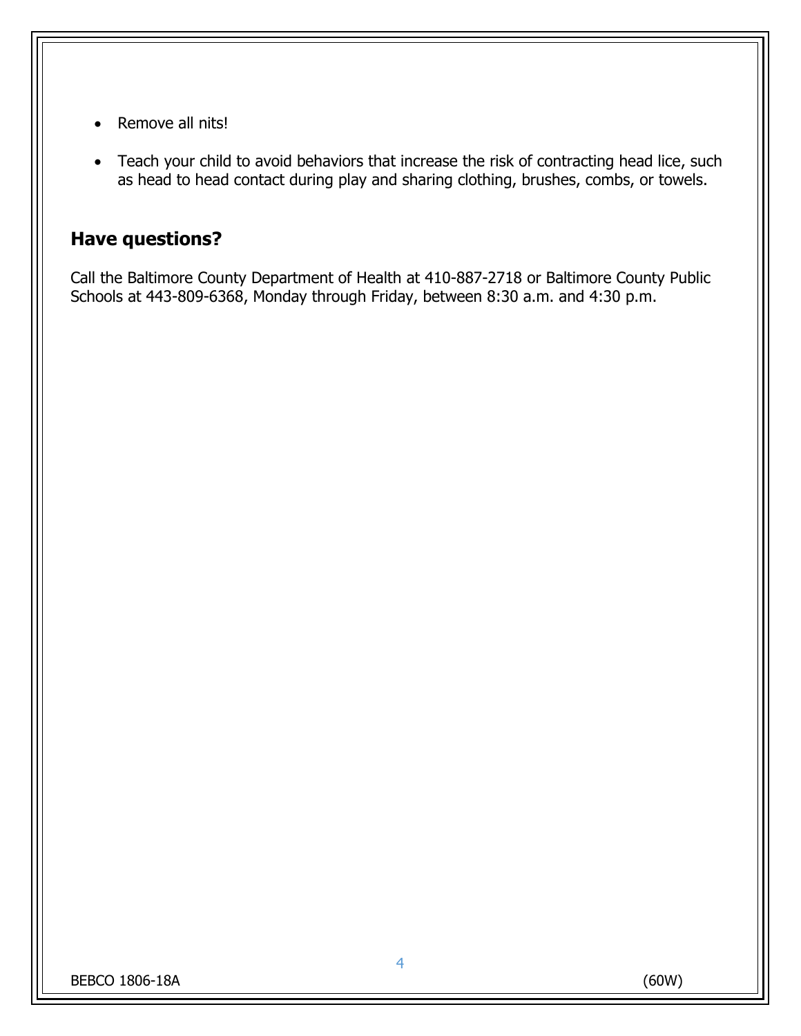- Remove all nits!
- Teach your child to avoid behaviors that increase the risk of contracting head lice, such as head to head contact during play and sharing clothing, brushes, combs, or towels.

## Have questions?

Call the Baltimore County Department of Health at 410-887-2718 or Baltimore County Public Schools at 443-809-6368, Monday through Friday, between 8:30 a.m. and 4:30 p.m.

BEBCO 1806-18A (60W)